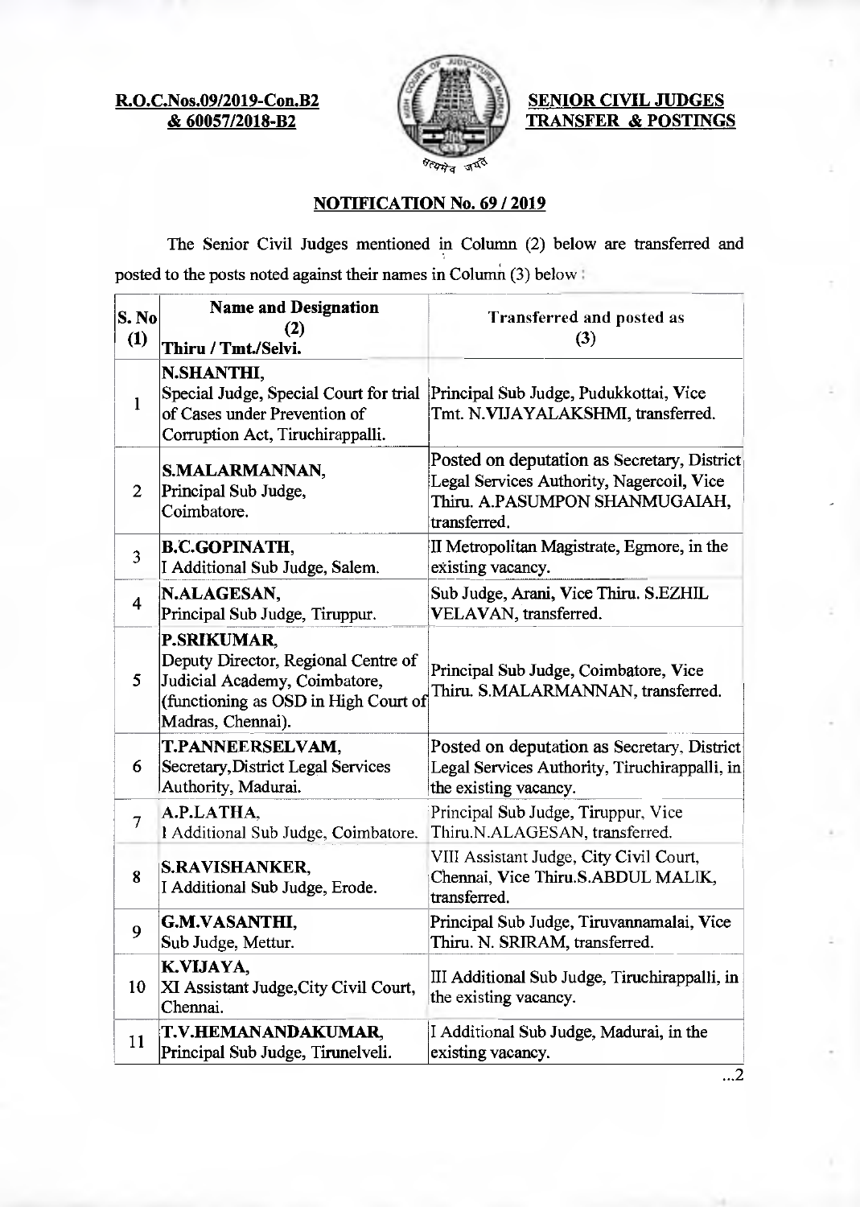**R.O.C.Nos.09/2019-Con.B2 & 60057/2018-B2**

**SENIOR CIVIL JUDGES TRANSFER & POSTINGS**

## NOTIFICATION No. 69 / 2019

The Senior Civil Judges mentioned in Column (2) below are transferred and posted to the posts noted against their names in Column (3) below :

| S. No (1) | Name and Designation (2) Thiru / Tmt./Selvi. | Transferred and posted as (3) |
|---|---|---|
| 1 | **N.SHANTHI,** Special Judge, Special Court for trial of Cases under Prevention of Corruption Act, Tiruchirappalli. | Principal Sub Judge, Pudukkottai, Vice Tmt. N.VIJAYALAKSHMI, transferred. |
| 2 | **S.MALARMANNAN,** Principal Sub Judge, Coimbatore. | Posted on deputation as Secretary, District Legal Services Authority, Nagercoil, Vice Thiru. A.PASUMPON SHANMUGAIAH, transferred. |
| 3 | **B.C.GOPINATH,** I Additional Sub Judge, Salem. | II Metropolitan Magistrate, Egmore, in the existing vacancy. |
| 4 | **N.ALAGESAN,** Principal Sub Judge, Tiruppur. | Sub Judge, Arani, Vice Thiru. S.EZHIL VELAVAN, transferred. |
| 5 | **P.SRIKUMAR,** Deputy Director, Regional Centre of Judicial Academy, Coimbatore, (functioning as OSD in High Court of Madras, Chennai). | Principal Sub Judge, Coimbatore, Vice Thiru. S.MALARMANNAN, transferred. |
| 6 | **T.PANNEERSELVAM,** Secretary, District Legal Services Authority, Madurai. | Posted on deputation as Secretary, District Legal Services Authority, Tiruchirappalli, in the existing vacancy. |
| 7 | **A.P.LATHA,** I Additional Sub Judge, Coimbatore. | Principal Sub Judge, Tiruppur, Vice Thiru.N.ALAGESAN, transferred. |
| 8 | **S.RAVISHANKER,** I Additional Sub Judge, Erode. | VIII Assistant Judge, City Civil Court, Chennai, Vice Thiru.S.ABDUL MALIK, transferred. |
| 9 | **G.M.VASANTHI,** Sub Judge, Mettur. | Principal Sub Judge, Tiruvannamalai, Vice Thiru. N. SRIRAM, transferred. |
| 10 | **K.VIJAYA,** XI Assistant Judge, City Civil Court, Chennai. | III Additional Sub Judge, Tiruchirappalli, in the existing vacancy. |
| 11 | **T.V.HEMANANDAKUMAR,** Principal Sub Judge, Tirunelveli. | I Additional Sub Judge, Madurai, in the existing vacancy. |

...2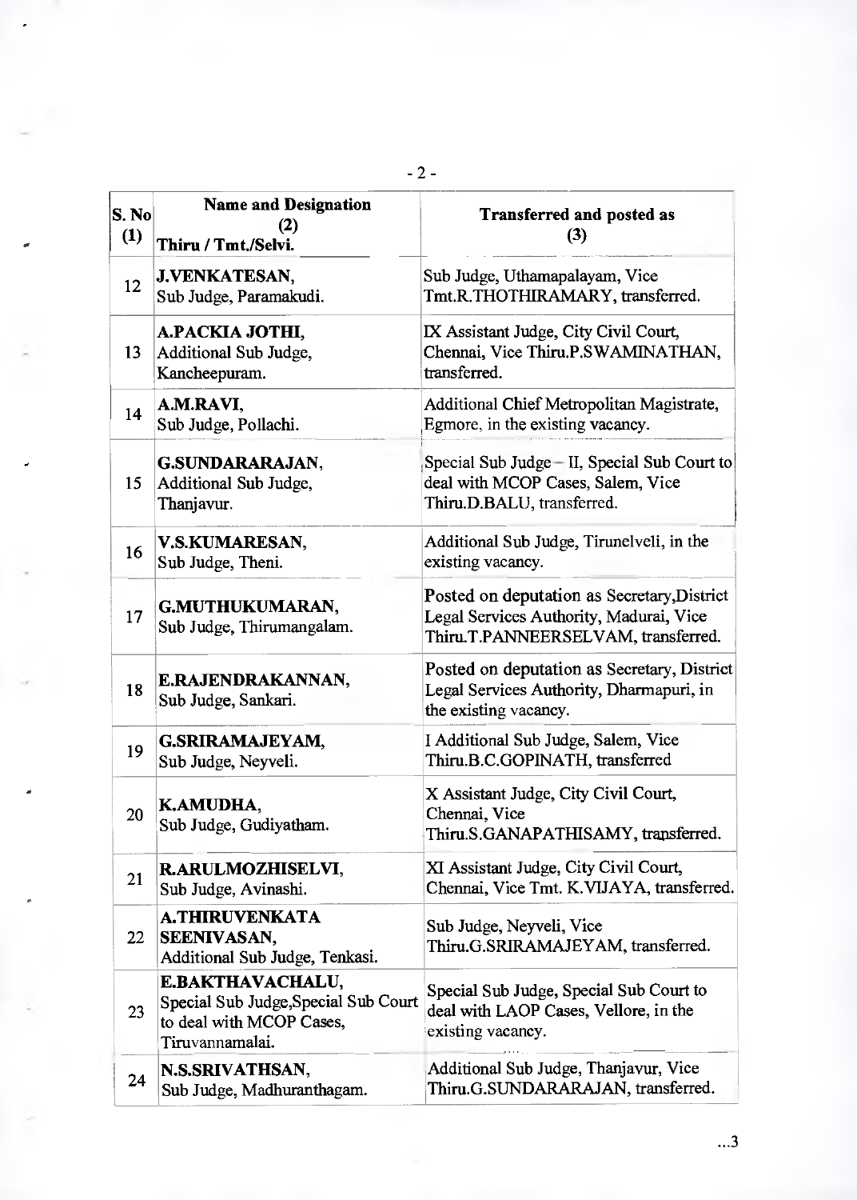| S. No (1) | Name and Designation (2) Thiru / Tmt./Selvi. | Transferred and posted as (3) |
|---|---|---|
| 12 | **J.VENKATESAN,** Sub Judge, Paramakudi. | Sub Judge, Uthamapalayam, Vice Tmt.R.THOTHIRAMARY, transferred. |
| 13 | **A.PACKIA JOTHI,** Additional Sub Judge, Kancheepuram. | IX Assistant Judge, City Civil Court, Chennai, Vice Thiru.P.SWAMINATHAN, transferred. |
| 14 | **A.M.RAVI,** Sub Judge, Pollachi. | Additional Chief Metropolitan Magistrate, Egmore, in the existing vacancy. |
| 15 | **G.SUNDARARAJAN,** Additional Sub Judge, Thanjavur. | Special Sub Judge – II, Special Sub Court to deal with MCOP Cases, Salem, Vice Thiru.D.BALU, transferred. |
| 16 | **V.S.KUMARESAN,** Sub Judge, Theni. | Additional Sub Judge, Tirunelveli, in the existing vacancy. |
| 17 | **G.MUTHUKUMARAN,** Sub Judge, Thirumangalam. | Posted on deputation as Secretary, District Legal Services Authority, Madurai, Vice Thiru.T.PANNEERSELVAM, transferred. |
| 18 | **E.RAJENDRAKANNAN,** Sub Judge, Sankari. | Posted on deputation as Secretary, District Legal Services Authority, Dharmapuri, in the existing vacancy. |
| 19 | **G.SRIRAMAJEYAM,** Sub Judge, Neyveli. | I Additional Sub Judge, Salem, Vice Thiru.B.C.GOPINATH, transferred |
| 20 | **K.AMUDHA,** Sub Judge, Gudiyatham. | X Assistant Judge, City Civil Court, Chennai, Vice Thiru.S.GANAPATHISAMY, transferred. |
| 21 | **R.ARULMOZHISELVI,** Sub Judge, Avinashi. | XI Assistant Judge, City Civil Court, Chennai, Vice Tmt. K.VIJAYA, transferred. |
| 22 | **A.THIRUVENKATA SEENIVASAN,** Additional Sub Judge, Tenkasi. | Sub Judge, Neyveli, Vice Thiru.G.SRIRAMAJEYAM, transferred. |
| 23 | **E.BAKTHAVACHALU,** Special Sub Judge, Special Sub Court to deal with MCOP Cases, Tiruvannamalai. | Special Sub Judge, Special Sub Court to deal with LAOP Cases, Vellore, in the existing vacancy. |
| 24 | **N.S.SRIVATHSAN,** Sub Judge, Madhuranthagam. | Additional Sub Judge, Thanjavur, Vice Thiru.G.SUNDARARAJAN, transferred. |

...3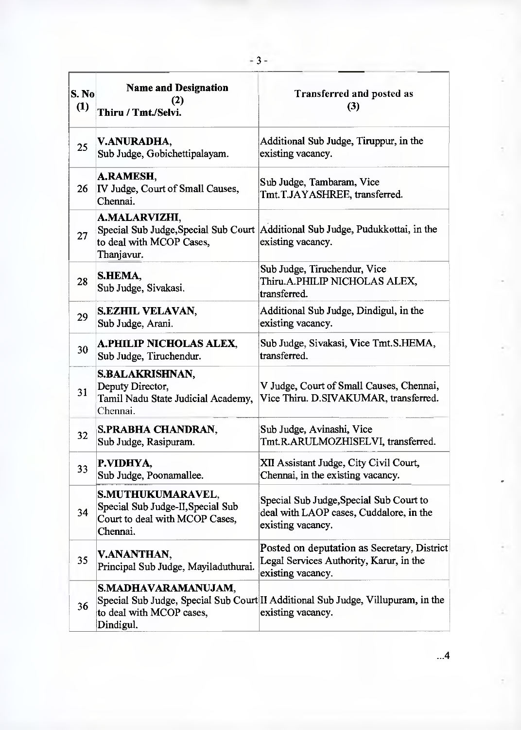| S. No (1) | Name and Designation (2) Thiru / Tmt./Selvi. | Transferred and posted as (3) |
|---|---|---|
| 25 | **V.ANURADHA,** Sub Judge, Gobichettipalayam. | Additional Sub Judge, Tiruppur, in the existing vacancy. |
| 26 | **A.RAMESH,** IV Judge, Court of Small Causes, Chennai. | Sub Judge, Tambaram, Vice Tmt.T.JAYASHREE, transferred. |
| 27 | **A.MALARVIZHI,** Special Sub Judge,Special Sub Court to deal with MCOP Cases, Thanjavur. | Additional Sub Judge, Pudukkottai, in the existing vacancy. |
| 28 | **S.HEMA,** Sub Judge, Sivakasi. | Sub Judge, Tiruchendur, Vice Thiru.A.PHILIP NICHOLAS ALEX, transferred. |
| 29 | **S.EZHIL VELAVAN,** Sub Judge, Arani. | Additional Sub Judge, Dindigul, in the existing vacancy. |
| 30 | **A.PHILIP NICHOLAS ALEX,** Sub Judge, Tiruchendur. | Sub Judge, Sivakasi, Vice Tmt.S.HEMA, transferred. |
| 31 | **S.BALAKRISHNAN,** Deputy Director, Tamil Nadu State Judicial Academy, Chennai. | V Judge, Court of Small Causes, Chennai, Vice Thiru. D.SIVAKUMAR, transferred. |
| 32 | **S.PRABHA CHANDRAN,** Sub Judge, Rasipuram. | Sub Judge, Avinashi, Vice Tmt.R.ARULMOZHISELVI, transferred. |
| 33 | **P.VIDHYA,** Sub Judge, Poonamallee. | XII Assistant Judge, City Civil Court, Chennai, in the existing vacancy. |
| 34 | **S.MUTHUKUMARAVEL,** Special Sub Judge-II,Special Sub Court to deal with MCOP Cases, Chennai. | Special Sub Judge,Special Sub Court to deal with LAOP cases, Cuddalore, in the existing vacancy. |
| 35 | **V.ANANTHAN,** Principal Sub Judge, Mayiladuthurai. | Posted on deputation as Secretary, District Legal Services Authority, Karur, in the existing vacancy. |
| 36 | **S.MADHAVARAMANUJAM,** Special Sub Judge, Special Sub Court to deal with MCOP cases, Dindigul. | II Additional Sub Judge, Villupuram, in the existing vacancy. |

...4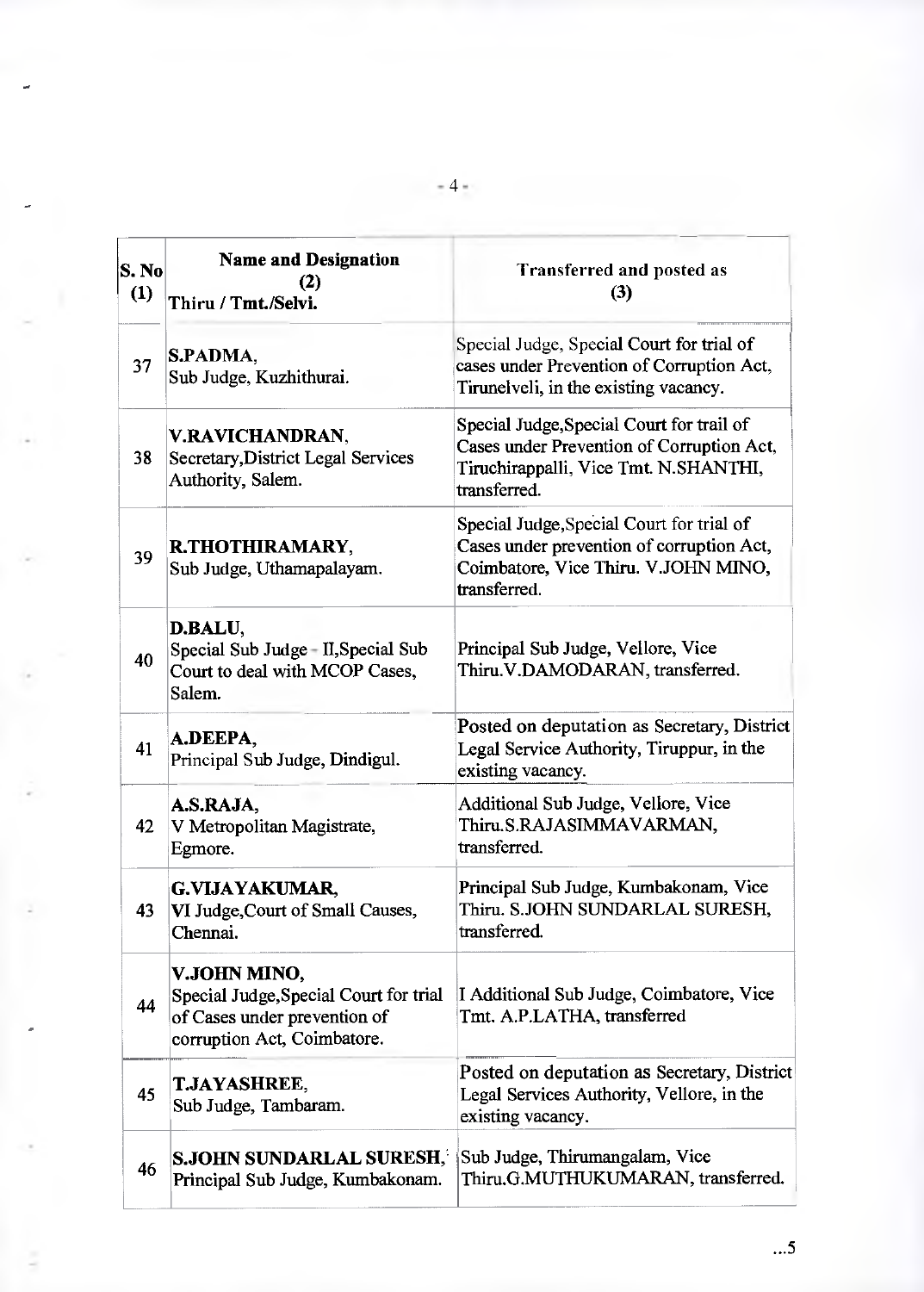| S. No (1) | Name and Designation (2) Thiru / Tmt./Selvi. | Transferred and posted as (3) |
|---|---|---|
| 37 | **S.PADMA**, Sub Judge, Kuzhithurai. | Special Judge, Special Court for trial of cases under Prevention of Corruption Act, Tirunelveli, in the existing vacancy. |
| 38 | **V.RAVICHANDRAN**, Secretary,District Legal Services Authority, Salem. | Special Judge,Special Court for trail of Cases under Prevention of Corruption Act, Tiruchirappalli, Vice Tmt. N.SHANTHI, transferred. |
| 39 | **R.THOTHIRAMARY**, Sub Judge, Uthamapalayam. | Special Judge,Special Court for trial of Cases under prevention of corruption Act, Coimbatore, Vice Thiru. V.JOHN MINO, transferred. |
| 40 | **D.BALU**, Special Sub Judge - II,Special Sub Court to deal with MCOP Cases, Salem. | Principal Sub Judge, Vellore, Vice Thiru.V.DAMODARAN, transferred. |
| 41 | **A.DEEPA**, Principal Sub Judge, Dindigul. | Posted on deputation as Secretary, District Legal Service Authority, Tiruppur, in the existing vacancy. |
| 42 | **A.S.RAJA**, V Metropolitan Magistrate, Egmore. | Additional Sub Judge, Vellore, Vice Thiru.S.RAJASIMMAVARMAN, transferred. |
| 43 | **G.VIJAYAKUMAR**, VI Judge,Court of Small Causes, Chennai. | Principal Sub Judge, Kumbakonam, Vice Thiru. S.JOHN SUNDARLAL SURESH, transferred. |
| 44 | **V.JOHN MINO**, Special Judge,Special Court for trial of Cases under prevention of corruption Act, Coimbatore. | I Additional Sub Judge, Coimbatore, Vice Tmt. A.P.LATHA, transferred |
| 45 | **T.JAYASHREE**, Sub Judge, Tambaram. | Posted on deputation as Secretary, District Legal Services Authority, Vellore, in the existing vacancy. |
| 46 | **S.JOHN SUNDARLAL SURESH**, Principal Sub Judge, Kumbakonam. | Sub Judge, Thirumangalam, Vice Thiru.G.MUTHUKUMARAN, transferred. |

...5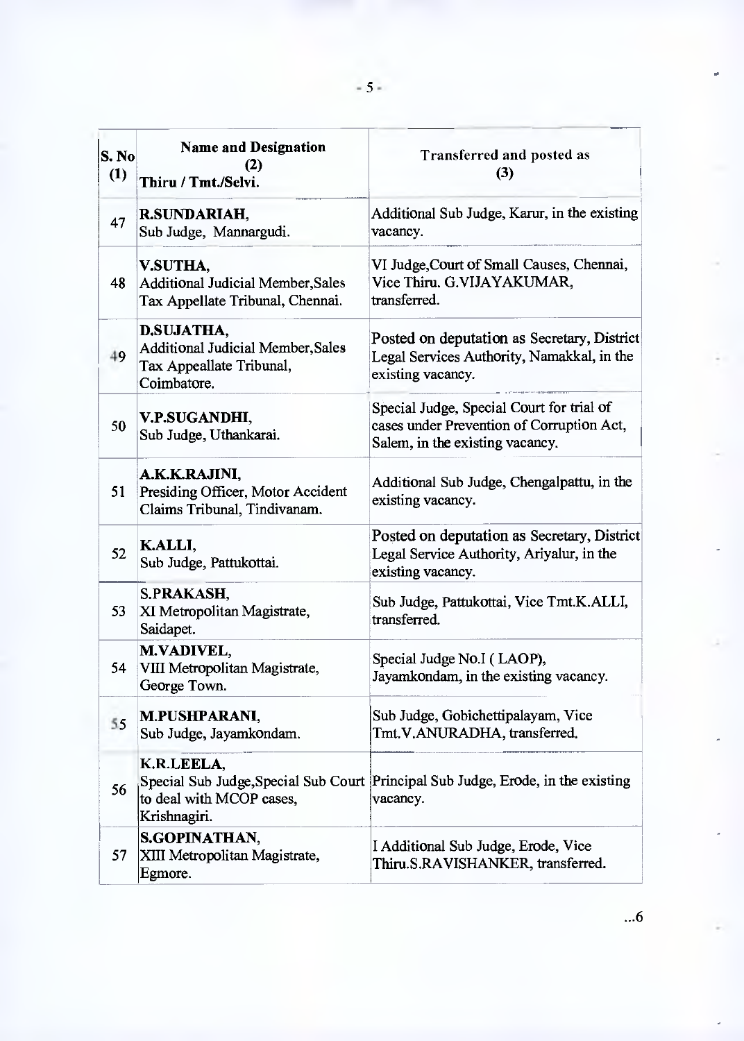| S. No (1) | Name and Designation (2) Thiru / Tmt./Selvi. | Transferred and posted as (3) |
|---|---|---|
| 47 | **R.SUNDARIAH,** Sub Judge, Mannargudi. | Additional Sub Judge, Karur, in the existing vacancy. |
| 48 | **V.SUTHA,** Additional Judicial Member,Sales Tax Appellate Tribunal, Chennai. | VI Judge,Court of Small Causes, Chennai, Vice Thiru. G.VIJAYAKUMAR, transferred. |
| 49 | **D.SUJATHA,** Additional Judicial Member,Sales Tax Appeallate Tribunal, Coimbatore. | Posted on deputation as Secretary, District Legal Services Authority, Namakkal, in the existing vacancy. |
| 50 | **V.P.SUGANDHI,** Sub Judge, Uthankarai. | Special Judge, Special Court for trial of cases under Prevention of Corruption Act, Salem, in the existing vacancy. |
| 51 | **A.K.K.RAJINI,** Presiding Officer, Motor Accident Claims Tribunal, Tindivanam. | Additional Sub Judge, Chengalpattu, in the existing vacancy. |
| 52 | **K.ALLI,** Sub Judge, Pattukottai. | Posted on deputation as Secretary, District Legal Service Authority, Ariyalur, in the existing vacancy. |
| 53 | **S.PRAKASH,** XI Metropolitan Magistrate, Saidapet. | Sub Judge, Pattukottai, Vice Tmt.K.ALLI, transferred. |
| 54 | **M.VADIVEL,** VIII Metropolitan Magistrate, George Town. | Special Judge No.I ( LAOP), Jayamkondam, in the existing vacancy. |
| 55 | **M.PUSHPARANI,** Sub Judge, Jayamkondam. | Sub Judge, Gobichettipalayam, Vice Tmt.V.ANURADHA, transferred. |
| 56 | **K.R.LEELA,** Special Sub Judge,Special Sub Court to deal with MCOP cases, Krishnagiri. | Principal Sub Judge, Erode, in the existing vacancy. |
| 57 | **S.GOPINATHAN,** XIII Metropolitan Magistrate, Egmore. | I Additional Sub Judge, Erode, Vice Thiru.S.RAVISHANKER, transferred. |

...6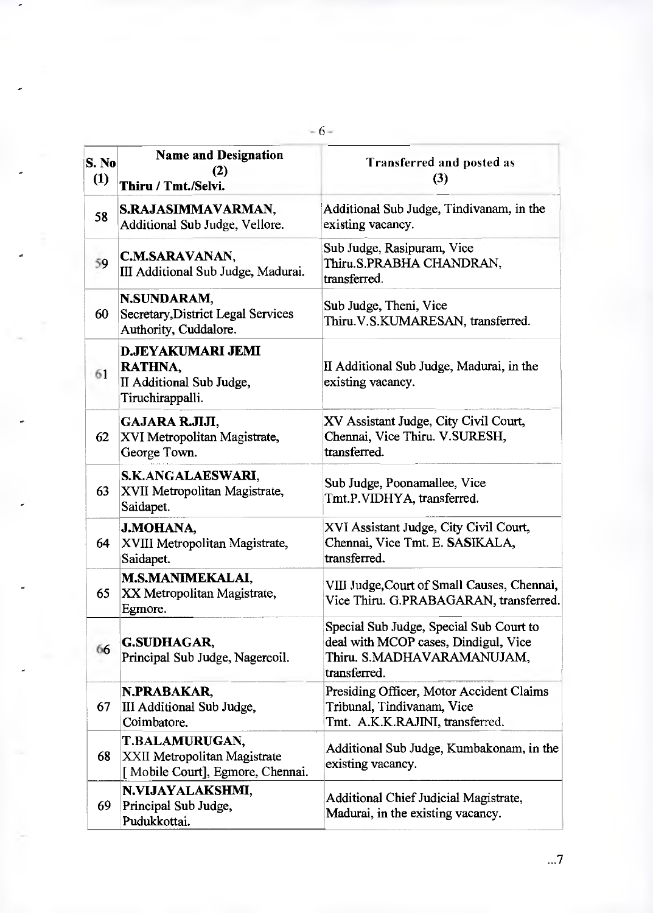| S. No (1) | Name and Designation (2) Thiru / Tmt./Selvi. | Transferred and posted as (3) |
|---|---|---|
| 58 | **S.RAJASIMMAVARMAN,** Additional Sub Judge, Vellore. | Additional Sub Judge, Tindivanam, in the existing vacancy. |
| 59 | **C.M.SARAVANAN,** III Additional Sub Judge, Madurai. | Sub Judge, Rasipuram, Vice Thiru.S.PRABHA CHANDRAN, transferred. |
| 60 | **N.SUNDARAM,** Secretary,District Legal Services Authority, Cuddalore. | Sub Judge, Theni, Vice Thiru.V.S.KUMARESAN, transferred. |
| 61 | **D.JEYAKUMARI JEMI RATHNA,** II Additional Sub Judge, Tiruchirappalli. | II Additional Sub Judge, Madurai, in the existing vacancy. |
| 62 | **GAJARA R.JIJI,** XVI Metropolitan Magistrate, George Town. | XV Assistant Judge, City Civil Court, Chennai, Vice Thiru. V.SURESH, transferred. |
| 63 | **S.K.ANGALAESWARI,** XVII Metropolitan Magistrate, Saidapet. | Sub Judge, Poonamallee, Vice Tmt.P.VIDHYA, transferred. |
| 64 | **J.MOHANA,** XVIII Metropolitan Magistrate, Saidapet. | XVI Assistant Judge, City Civil Court, Chennai, Vice Tmt. E. SASIKALA, transferred. |
| 65 | **M.S.MANIMEKALAI,** XX Metropolitan Magistrate, Egmore. | VIII Judge,Court of Small Causes, Chennai, Vice Thiru. G.PRABAGARAN, transferred. |
| 66 | **G.SUDHAGAR,** Principal Sub Judge, Nagercoil. | Special Sub Judge, Special Sub Court to deal with MCOP cases, Dindigul, Vice Thiru. S.MADHAVARAMANUJAM, transferred. |
| 67 | **N.PRABAKAR,** III Additional Sub Judge, Coimbatore. | Presiding Officer, Motor Accident Claims Tribunal, Tindivanam, Vice Tmt. A.K.K.RAJINI, transferred. |
| 68 | **T.BALAMURUGAN,** XXII Metropolitan Magistrate [ Mobile Court], Egmore, Chennai. | Additional Sub Judge, Kumbakonam, in the existing vacancy. |
| 69 | **N.VIJAYALAKSHMI,** Principal Sub Judge, Pudukkottai. | Additional Chief Judicial Magistrate, Madurai, in the existing vacancy. |

...7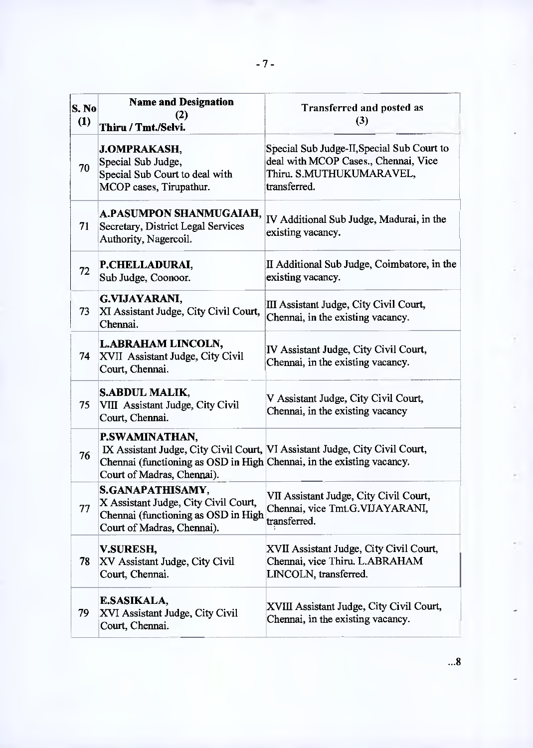| S. No (1) | Name and Designation (2) Thiru / Tmt./Selvi. | Transferred and posted as (3) |
|---|---|---|
| 70 | **J.OMPRAKASH,** Special Sub Judge, Special Sub Court to deal with MCOP cases, Tirupathur. | Special Sub Judge-II,Special Sub Court to deal with MCOP Cases., Chennai, Vice Thiru. S.MUTHUKUMARAVEL, transferred. |
| 71 | **A.PASUMPON SHANMUGAIAH,** Secretary, District Legal Services Authority, Nagercoil. | IV Additional Sub Judge, Madurai, in the existing vacancy. |
| 72 | **P.CHELLADURAI,** Sub Judge, Coonoor. | II Additional Sub Judge, Coimbatore, in the existing vacancy. |
| 73 | **G.VIJAYARANI,** XI Assistant Judge, City Civil Court, Chennai. | III Assistant Judge, City Civil Court, Chennai, in the existing vacancy. |
| 74 | **L.ABRAHAM LINCOLN,** XVII Assistant Judge, City Civil Court, Chennai. | IV Assistant Judge, City Civil Court, Chennai, in the existing vacancy. |
| 75 | **S.ABDUL MALIK,** VIII Assistant Judge, City Civil Court, Chennai. | V Assistant Judge, City Civil Court, Chennai, in the existing vacancy |
| 76 | **P.SWAMINATHAN,** IX Assistant Judge, City Civil Court, Chennai (functioning as OSD in High Court of Madras, Chennai). | VI Assistant Judge, City Civil Court, Chennai, in the existing vacancy. |
| 77 | **S.GANAPATHISAMY,** X Assistant Judge, City Civil Court, Chennai (functioning as OSD in High Court of Madras, Chennai). | VII Assistant Judge, City Civil Court, Chennai, vice Tmt.G.VIJAYARANI, transferred. |
| 78 | **V.SURESH,** XV Assistant Judge, City Civil Court, Chennai. | XVII Assistant Judge, City Civil Court, Chennai, vice Thiru. L.ABRAHAM LINCOLN, transferred. |
| 79 | **E.SASIKALA,** XVI Assistant Judge, City Civil Court, Chennai. | XVIII Assistant Judge, City Civil Court, Chennai, in the existing vacancy. |

...8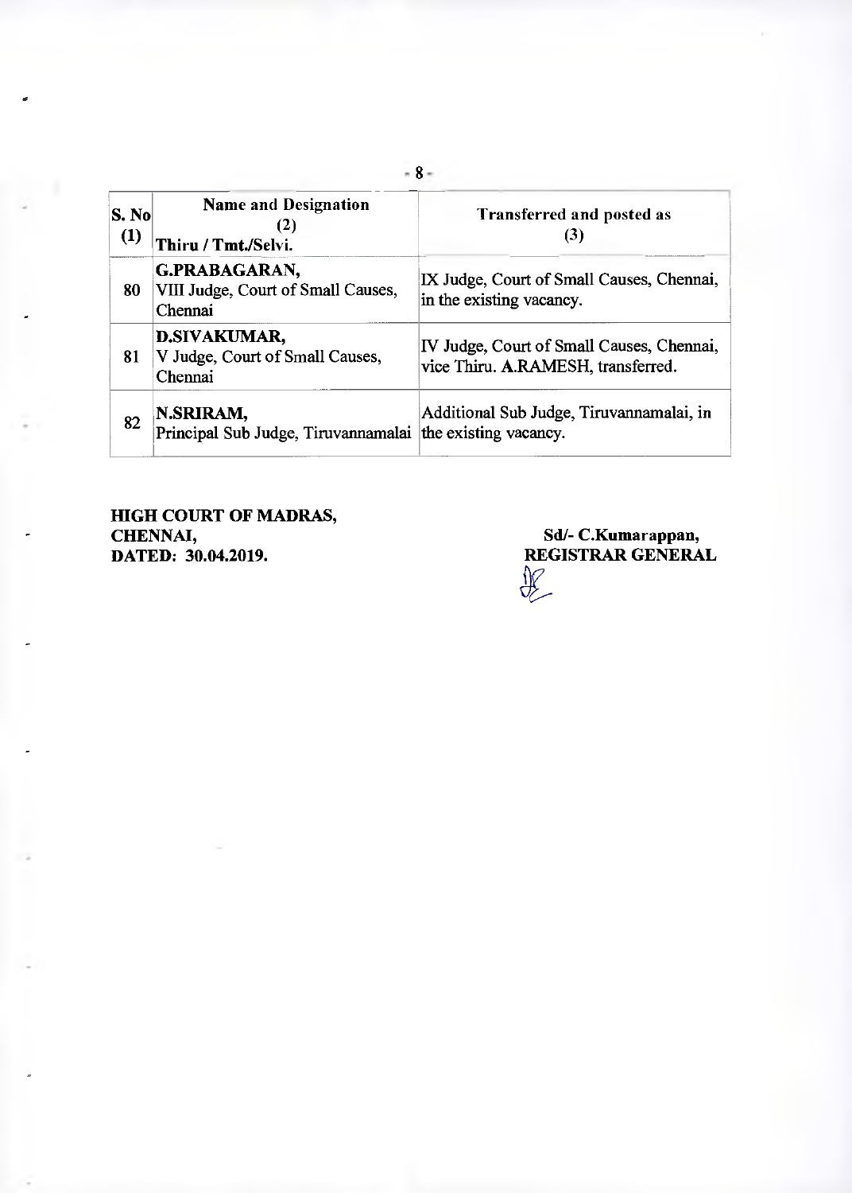| S. No (1) | Name and Designation (2) Thiru / Tmt./Selvi. | Transferred and posted as (3) |
|---|---|---|
| 80 | **G.PRABAGARAN,** VIII Judge, Court of Small Causes, Chennai | IX Judge, Court of Small Causes, Chennai, in the existing vacancy. |
| 81 | **D.SIVAKUMAR,** V Judge, Court of Small Causes, Chennai | IV Judge, Court of Small Causes, Chennai, vice Thiru. A.RAMESH, transferred. |
| 82 | **N.SRIRAM,** Principal Sub Judge, Tiruvannamalai | Additional Sub Judge, Tiruvannamalai, in the existing vacancy. |

**HIGH COURT OF MADRAS,**
**CHENNAI,**
**DATED: 30.04.2019.**

**Sd/- C.Kumarappan,**
**REGISTRAR GENERAL**